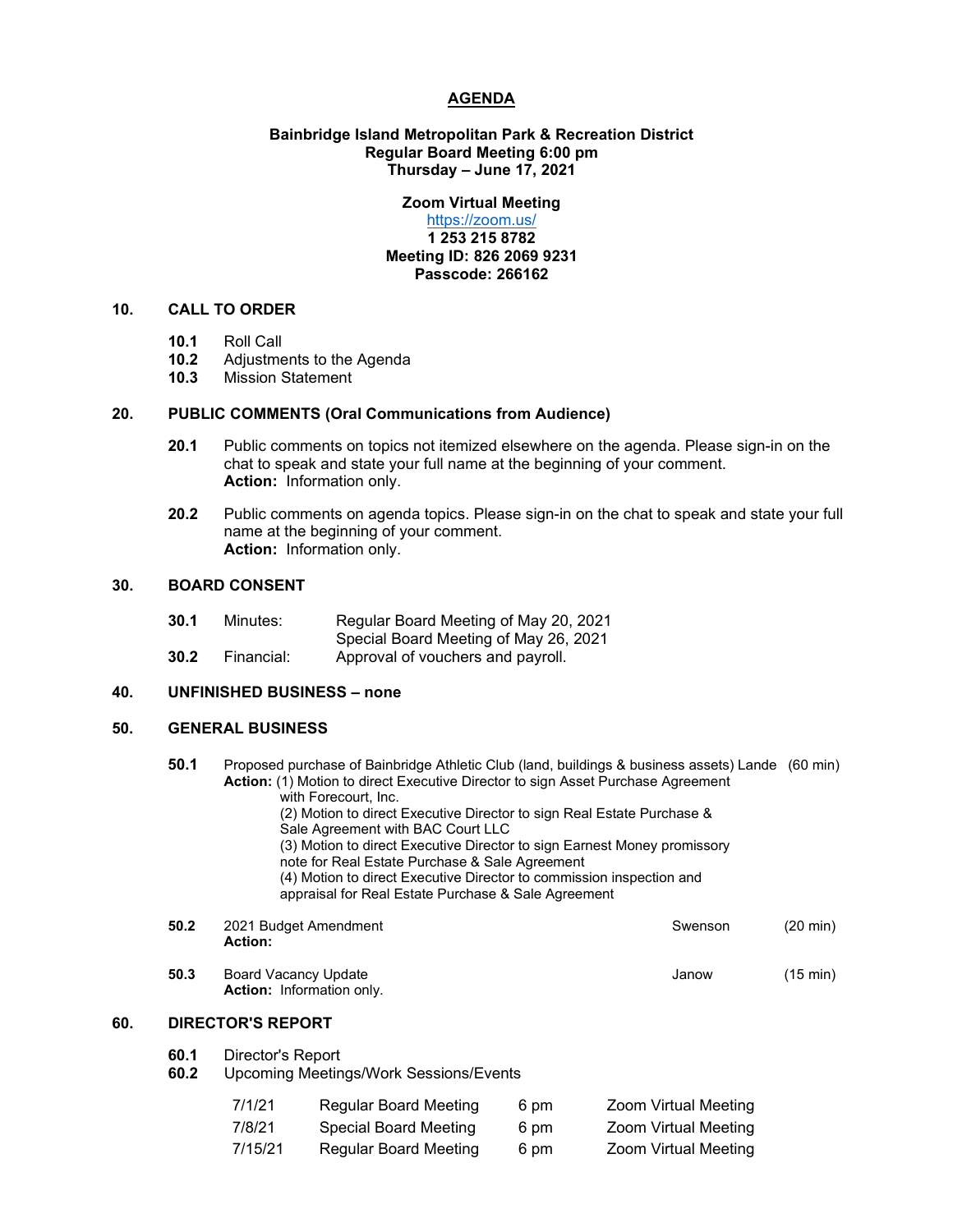# AGENDA

**Bainbridge Island Metropolitan Park & Recreation District**
**Regular Board Meeting 6:00 pm**
**Thursday – June 17, 2021**

**Zoom Virtual Meeting**
https://zoom.us/
**1 253 215 8782**
**Meeting ID: 826 2069 9231**
**Passcode: 266162**

## 10. CALL TO ORDER

- **10.1** Roll Call
- **10.2** Adjustments to the Agenda
- **10.3** Mission Statement

## 20. PUBLIC COMMENTS (Oral Communications from Audience)

**20.1** Public comments on topics not itemized elsewhere on the agenda. Please sign-in on the chat to speak and state your full name at the beginning of your comment.
**Action:** Information only.

**20.2** Public comments on agenda topics. Please sign-in on the chat to speak and state your full name at the beginning of your comment.
**Action:** Information only.

## 30. BOARD CONSENT

**30.1** Minutes: Regular Board Meeting of May 20, 2021
Special Board Meeting of May 26, 2021

**30.2** Financial: Approval of vouchers and payroll.

## 40. UNFINISHED BUSINESS – none

## 50. GENERAL BUSINESS

**50.1** Proposed purchase of Bainbridge Athletic Club (land, buildings & business assets) — Lande (60 min)
**Action:** (1) Motion to direct Executive Director to sign Asset Purchase Agreement with Forecourt, Inc.
(2) Motion to direct Executive Director to sign Real Estate Purchase & Sale Agreement with BAC Court LLC
(3) Motion to direct Executive Director to sign Earnest Money promissory note for Real Estate Purchase & Sale Agreement
(4) Motion to direct Executive Director to commission inspection and appraisal for Real Estate Purchase & Sale Agreement

**50.2** 2021 Budget Amendment — Swenson (20 min)
**Action:**

**50.3** Board Vacancy Update — Janow (15 min)
**Action:** Information only.

## 60. DIRECTOR'S REPORT

- **60.1** Director's Report
- **60.2** Upcoming Meetings/Work Sessions/Events

| Date | Meeting | Time | Location |
|---|---|---|---|
| 7/1/21 | Regular Board Meeting | 6 pm | Zoom Virtual Meeting |
| 7/8/21 | Special Board Meeting | 6 pm | Zoom Virtual Meeting |
| 7/15/21 | Regular Board Meeting | 6 pm | Zoom Virtual Meeting |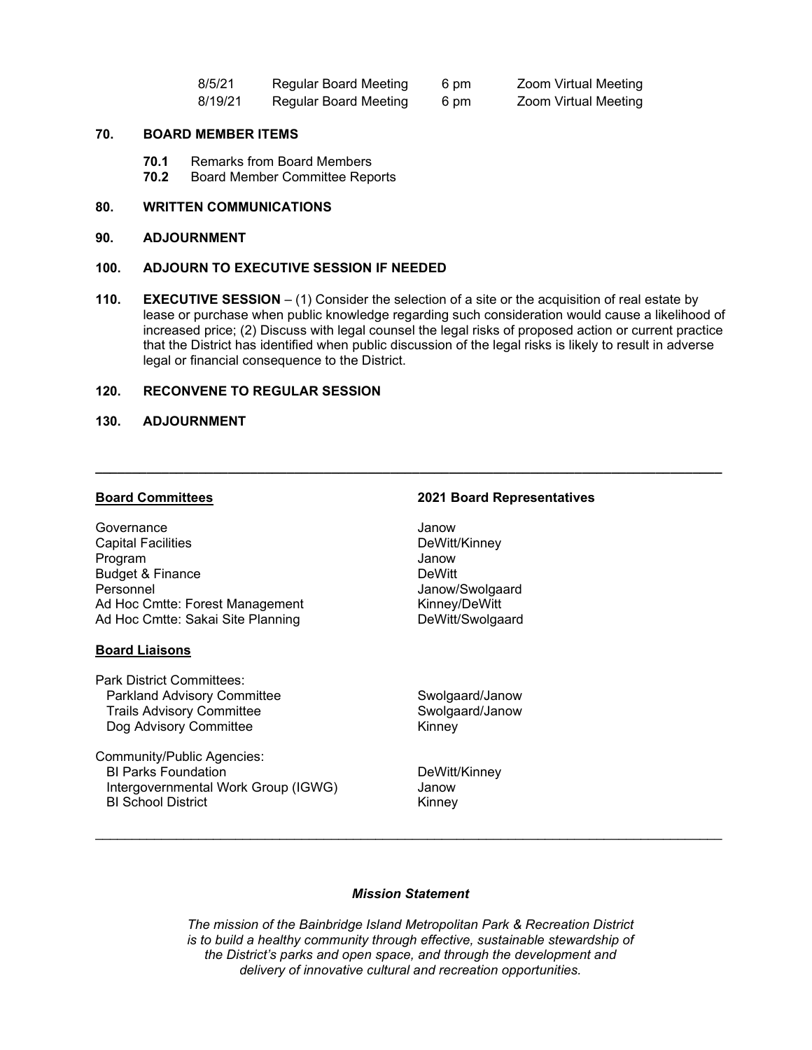| | | | |
|---|---|---|---|
| 8/5/21 | Regular Board Meeting | 6 pm | Zoom Virtual Meeting |
| 8/19/21 | Regular Board Meeting | 6 pm | Zoom Virtual Meeting |

**70. BOARD MEMBER ITEMS**

- **70.1** Remarks from Board Members
- **70.2** Board Member Committee Reports

**80. WRITTEN COMMUNICATIONS**

**90. ADJOURNMENT**

**100. ADJOURN TO EXECUTIVE SESSION IF NEEDED**

**110. EXECUTIVE SESSION** – (1) Consider the selection of a site or the acquisition of real estate by lease or purchase when public knowledge regarding such consideration would cause a likelihood of increased price; (2) Discuss with legal counsel the legal risks of proposed action or current practice that the District has identified when public discussion of the legal risks is likely to result in adverse legal or financial consequence to the District.

**120. RECONVENE TO REGULAR SESSION**

**130. ADJOURNMENT**

---

| **Board Committees** | **2021 Board Representatives** |
|---|---|
| Governance | Janow |
| Capital Facilities | DeWitt/Kinney |
| Program | Janow |
| Budget & Finance | DeWitt |
| Personnel | Janow/Swolgaard |
| Ad Hoc Cmtte: Forest Management | Kinney/DeWitt |
| Ad Hoc Cmtte: Sakai Site Planning | DeWitt/Swolgaard |

**Board Liaisons**

| | |
|---|---|
| Park District Committees: | |
| Parkland Advisory Committee | Swolgaard/Janow |
| Trails Advisory Committee | Swolgaard/Janow |
| Dog Advisory Committee | Kinney |
| Community/Public Agencies: | |
| BI Parks Foundation | DeWitt/Kinney |
| Intergovernmental Work Group (IGWG) | Janow |
| BI School District | Kinney |

---

***Mission Statement***

*The mission of the Bainbridge Island Metropolitan Park & Recreation District is to build a healthy community through effective, sustainable stewardship of the District's parks and open space, and through the development and delivery of innovative cultural and recreation opportunities.*